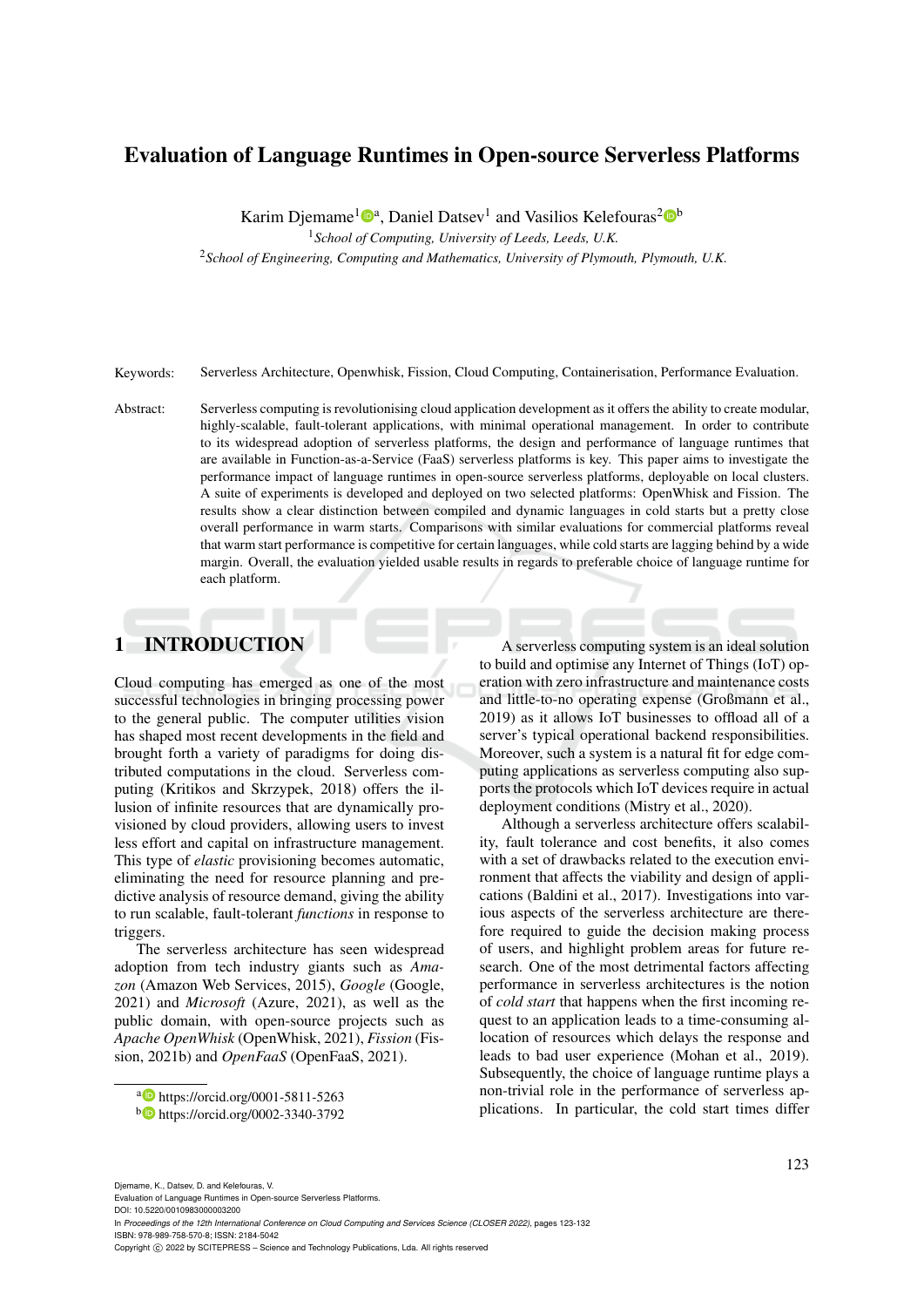# Evaluation of Language Runtimes in Open-source Serverless Platforms

Karim Djemame[1][a], Daniel Datsev[1] and Vasilios Kelefouras[2][b]

[1]*School of Computing, University of Leeds, Leeds, U.K.*

[2]*School of Engineering, Computing and Mathematics, University of Plymouth, Plymouth, U.K.*

Keywords: Serverless Architecture, Openwhisk, Fission, Cloud Computing, Containerisation, Performance Evaluation.

Abstract: Serverless computing is revolutionising cloud application development as it offers the ability to create modular, highly-scalable, fault-tolerant applications, with minimal operational management. In order to contribute to its widespread adoption of serverless platforms, the design and performance of language runtimes that are available in Function-as-a-Service (FaaS) serverless platforms is key. This paper aims to investigate the performance impact of language runtimes in open-source serverless platforms, deployable on local clusters. A suite of experiments is developed and deployed on two selected platforms: OpenWhisk and Fission. The results show a clear distinction between compiled and dynamic languages in cold starts but a pretty close overall performance in warm starts. Comparisons with similar evaluations for commercial platforms reveal that warm start performance is competitive for certain languages, while cold starts are lagging behind by a wide margin. Overall, the evaluation yielded usable results in regards to preferable choice of language runtime for each platform.

## 1 INTRODUCTION

Cloud computing has emerged as one of the most successful technologies in bringing processing power to the general public. The computer utilities vision has shaped most recent developments in the field and brought forth a variety of paradigms for doing distributed computations in the cloud. Serverless computing (Kritikos and Skrzypek, 2018) offers the illusion of infinite resources that are dynamically provisioned by cloud providers, allowing users to invest less effort and capital on infrastructure management. This type of *elastic* provisioning becomes automatic, eliminating the need for resource planning and predictive analysis of resource demand, giving the ability to run scalable, fault-tolerant *functions* in response to triggers.

The serverless architecture has seen widespread adoption from tech industry giants such as *Amazon* (Amazon Web Services, 2015), *Google* (Google, 2021) and *Microsoft* (Azure, 2021), as well as the public domain, with open-source projects such as *Apache OpenWhisk* (OpenWhisk, 2021), *Fission* (Fission, 2021b) and *OpenFaaS* (OpenFaaS, 2021).

A serverless computing system is an ideal solution to build and optimise any Internet of Things (IoT) operation with zero infrastructure and maintenance costs and little-to-no operating expense (Großmann et al., 2019) as it allows IoT businesses to offload all of a server's typical operational backend responsibilities. Moreover, such a system is a natural fit for edge computing applications as serverless computing also supports the protocols which IoT devices require in actual deployment conditions (Mistry et al., 2020).

Although a serverless architecture offers scalability, fault tolerance and cost benefits, it also comes with a set of drawbacks related to the execution environment that affects the viability and design of applications (Baldini et al., 2017). Investigations into various aspects of the serverless architecture are therefore required to guide the decision making process of users, and highlight problem areas for future research. One of the most detrimental factors affecting performance in serverless architectures is the notion of *cold start* that happens when the first incoming request to an application leads to a time-consuming allocation of resources which delays the response and leads to bad user experience (Mohan et al., 2019). Subsequently, the choice of language runtime plays a non-trivial role in the performance of serverless applications. In particular, the cold start times differ

[a] https://orcid.org/0001-5811-5263

[b] https://orcid.org/0002-3340-3792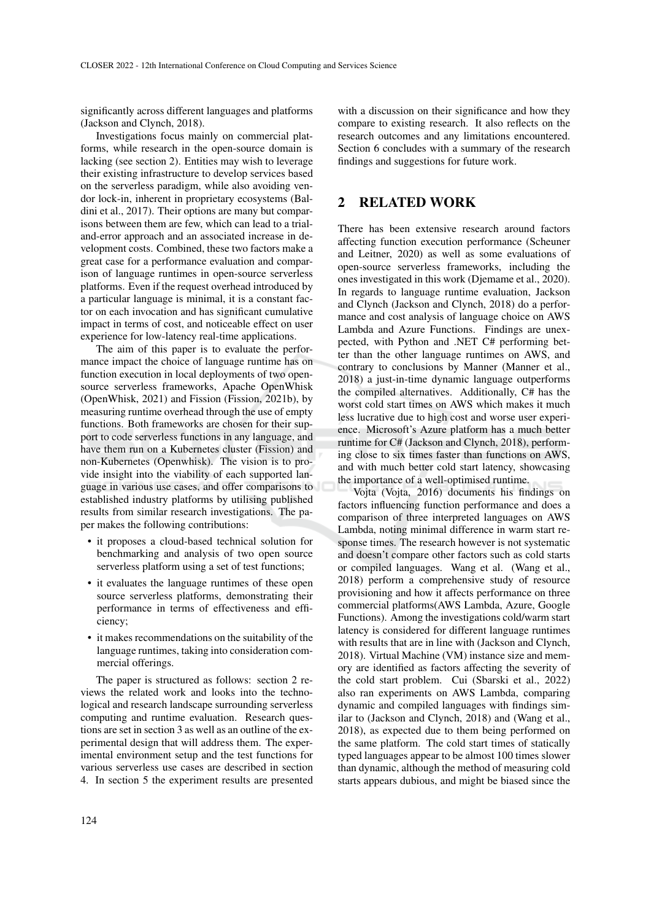significantly across different languages and platforms (Jackson and Clynch, 2018).

Investigations focus mainly on commercial platforms, while research in the open-source domain is lacking (see section 2). Entities may wish to leverage their existing infrastructure to develop services based on the serverless paradigm, while also avoiding vendor lock-in, inherent in proprietary ecosystems (Baldini et al., 2017). Their options are many but comparisons between them are few, which can lead to a trial-and-error approach and an associated increase in development costs. Combined, these two factors make a great case for a performance evaluation and comparison of language runtimes in open-source serverless platforms. Even if the request overhead introduced by a particular language is minimal, it is a constant factor on each invocation and has significant cumulative impact in terms of cost, and noticeable effect on user experience for low-latency real-time applications.

The aim of this paper is to evaluate the performance impact the choice of language runtime has on function execution in local deployments of two open-source serverless frameworks, Apache OpenWhisk (OpenWhisk, 2021) and Fission (Fission, 2021b), by measuring runtime overhead through the use of empty functions. Both frameworks are chosen for their support to code serverless functions in any language, and have them run on a Kubernetes cluster (Fission) and non-Kubernetes (Openwhisk). The vision is to provide insight into the viability of each supported language in various use cases, and offer comparisons to established industry platforms by utilising published results from similar research investigations. The paper makes the following contributions:

- it proposes a cloud-based technical solution for benchmarking and analysis of two open source serverless platform using a set of test functions;
- it evaluates the language runtimes of these open source serverless platforms, demonstrating their performance in terms of effectiveness and efficiency;
- it makes recommendations on the suitability of the language runtimes, taking into consideration commercial offerings.

The paper is structured as follows: section 2 reviews the related work and looks into the technological and research landscape surrounding serverless computing and runtime evaluation. Research questions are set in section 3 as well as an outline of the experimental design that will address them. The experimental environment setup and the test functions for various serverless use cases are described in section 4. In section 5 the experiment results are presented with a discussion on their significance and how they compare to existing research. It also reflects on the research outcomes and any limitations encountered. Section 6 concludes with a summary of the research findings and suggestions for future work.

## 2 RELATED WORK

There has been extensive research around factors affecting function execution performance (Scheuner and Leitner, 2020) as well as some evaluations of open-source serverless frameworks, including the ones investigated in this work (Djemame et al., 2020). In regards to language runtime evaluation, Jackson and Clynch (Jackson and Clynch, 2018) do a performance and cost analysis of language choice on AWS Lambda and Azure Functions. Findings are unexpected, with Python and .NET C# performing better than the other language runtimes on AWS, and contrary to conclusions by Manner (Manner et al., 2018) a just-in-time dynamic language outperforms the compiled alternatives. Additionally, C# has the worst cold start times on AWS which makes it much less lucrative due to high cost and worse user experience. Microsoft's Azure platform has a much better runtime for C# (Jackson and Clynch, 2018), performing close to six times faster than functions on AWS, and with much better cold start latency, showcasing the importance of a well-optimised runtime.

Vojta (Vojta, 2016) documents his findings on factors influencing function performance and does a comparison of three interpreted languages on AWS Lambda, noting minimal difference in warm start response times. The research however is not systematic and doesn't compare other factors such as cold starts or compiled languages. Wang et al. (Wang et al., 2018) perform a comprehensive study of resource provisioning and how it affects performance on three commercial platforms(AWS Lambda, Azure, Google Functions). Among the investigations cold/warm start latency is considered for different language runtimes with results that are in line with (Jackson and Clynch, 2018). Virtual Machine (VM) instance size and memory are identified as factors affecting the severity of the cold start problem. Cui (Sbarski et al., 2022) also ran experiments on AWS Lambda, comparing dynamic and compiled languages with findings similar to (Jackson and Clynch, 2018) and (Wang et al., 2018), as expected due to them being performed on the same platform. The cold start times of statically typed languages appear to be almost 100 times slower than dynamic, although the method of measuring cold starts appears dubious, and might be biased since the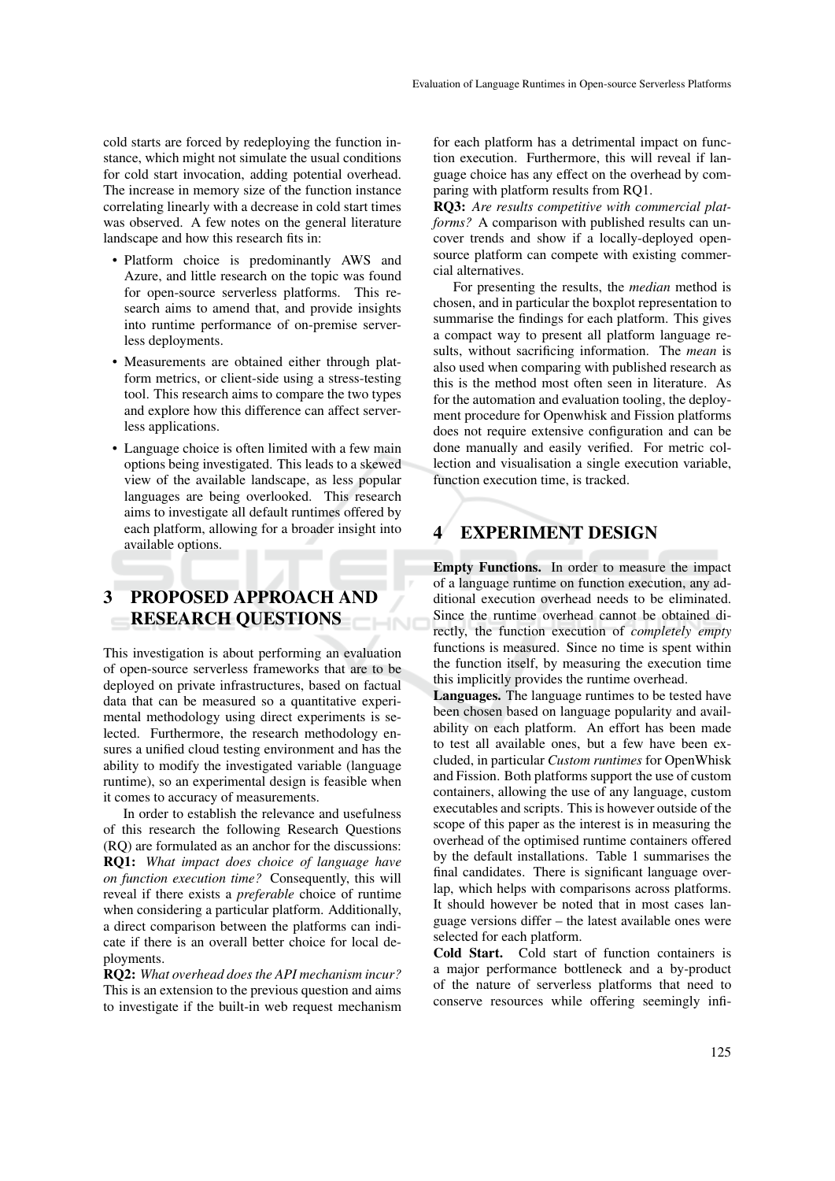cold starts are forced by redeploying the function instance, which might not simulate the usual conditions for cold start invocation, adding potential overhead. The increase in memory size of the function instance correlating linearly with a decrease in cold start times was observed. A few notes on the general literature landscape and how this research fits in:

- Platform choice is predominantly AWS and Azure, and little research on the topic was found for open-source serverless platforms. This research aims to amend that, and provide insights into runtime performance of on-premise serverless deployments.
- Measurements are obtained either through platform metrics, or client-side using a stress-testing tool. This research aims to compare the two types and explore how this difference can affect serverless applications.
- Language choice is often limited with a few main options being investigated. This leads to a skewed view of the available landscape, as less popular languages are being overlooked. This research aims to investigate all default runtimes offered by each platform, allowing for a broader insight into available options.

# 3 PROPOSED APPROACH AND RESEARCH QUESTIONS

This investigation is about performing an evaluation of open-source serverless frameworks that are to be deployed on private infrastructures, based on factual data that can be measured so a quantitative experimental methodology using direct experiments is selected. Furthermore, the research methodology ensures a unified cloud testing environment and has the ability to modify the investigated variable (language runtime), so an experimental design is feasible when it comes to accuracy of measurements.

In order to establish the relevance and usefulness of this research the following Research Questions (RQ) are formulated as an anchor for the discussions:

**RQ1:** *What impact does choice of language have on function execution time?* Consequently, this will reveal if there exists a *preferable* choice of runtime when considering a particular platform. Additionally, a direct comparison between the platforms can indicate if there is an overall better choice for local deployments.

**RQ2:** *What overhead does the API mechanism incur?* This is an extension to the previous question and aims to investigate if the built-in web request mechanism for each platform has a detrimental impact on function execution. Furthermore, this will reveal if language choice has any effect on the overhead by comparing with platform results from RQ1.

**RQ3:** *Are results competitive with commercial platforms?* A comparison with published results can uncover trends and show if a locally-deployed open-source platform can compete with existing commercial alternatives.

For presenting the results, the *median* method is chosen, and in particular the boxplot representation to summarise the findings for each platform. This gives a compact way to present all platform language results, without sacrificing information. The *mean* is also used when comparing with published research as this is the method most often seen in literature. As for the automation and evaluation tooling, the deployment procedure for Openwhisk and Fission platforms does not require extensive configuration and can be done manually and easily verified. For metric collection and visualisation a single execution variable, function execution time, is tracked.

# 4 EXPERIMENT DESIGN

**Empty Functions.** In order to measure the impact of a language runtime on function execution, any additional execution overhead needs to be eliminated. Since the runtime overhead cannot be obtained directly, the function execution of *completely empty* functions is measured. Since no time is spent within the function itself, by measuring the execution time this implicitly provides the runtime overhead.

**Languages.** The language runtimes to be tested have been chosen based on language popularity and availability on each platform. An effort has been made to test all available ones, but a few have been excluded, in particular *Custom runtimes* for OpenWhisk and Fission. Both platforms support the use of custom containers, allowing the use of any language, custom executables and scripts. This is however outside of the scope of this paper as the interest is in measuring the overhead of the optimised runtime containers offered by the default installations. Table 1 summarises the final candidates. There is significant language overlap, which helps with comparisons across platforms. It should however be noted that in most cases language versions differ – the latest available ones were selected for each platform.

**Cold Start.** Cold start of function containers is a major performance bottleneck and a by-product of the nature of serverless platforms that need to conserve resources while offering seemingly infi-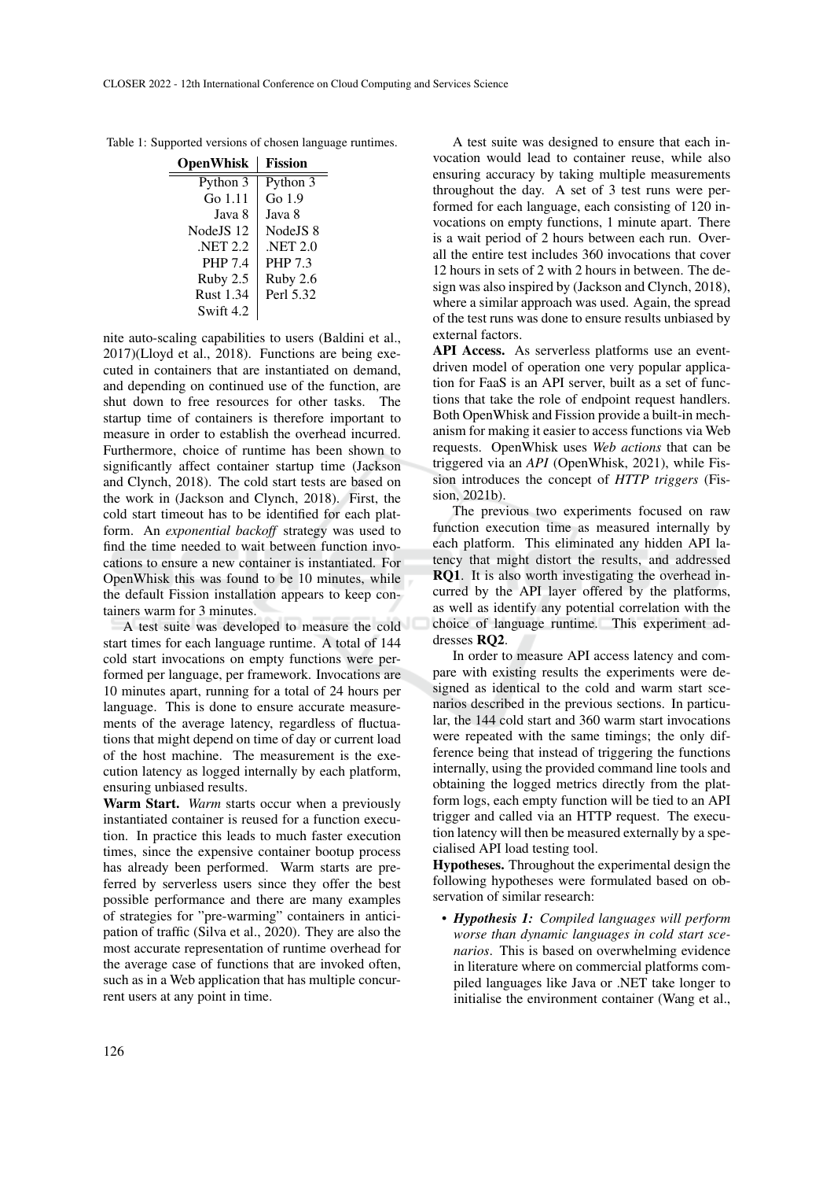Table 1: Supported versions of chosen language runtimes.

| OpenWhisk | Fission |
|---|---|
| Python 3 | Python 3 |
| Go 1.11 | Go 1.9 |
| Java 8 | Java 8 |
| NodeJS 12 | NodeJS 8 |
| .NET 2.2 | .NET 2.0 |
| PHP 7.4 | PHP 7.3 |
| Ruby 2.5 | Ruby 2.6 |
| Rust 1.34 | Perl 5.32 |
| Swift 4.2 | |

nite auto-scaling capabilities to users (Baldini et al., 2017)(Lloyd et al., 2018). Functions are being executed in containers that are instantiated on demand, and depending on continued use of the function, are shut down to free resources for other tasks. The startup time of containers is therefore important to measure in order to establish the overhead incurred. Furthermore, choice of runtime has been shown to significantly affect container startup time (Jackson and Clynch, 2018). The cold start tests are based on the work in (Jackson and Clynch, 2018). First, the cold start timeout has to be identified for each platform. An *exponential backoff* strategy was used to find the time needed to wait between function invocations to ensure a new container is instantiated. For OpenWhisk this was found to be 10 minutes, while the default Fission installation appears to keep containers warm for 3 minutes.

A test suite was developed to measure the cold start times for each language runtime. A total of 144 cold start invocations on empty functions were performed per language, per framework. Invocations are 10 minutes apart, running for a total of 24 hours per language. This is done to ensure accurate measurements of the average latency, regardless of fluctuations that might depend on time of day or current load of the host machine. The measurement is the execution latency as logged internally by each platform, ensuring unbiased results.

**Warm Start.** *Warm* starts occur when a previously instantiated container is reused for a function execution. In practice this leads to much faster execution times, since the expensive container bootup process has already been performed. Warm starts are preferred by serverless users since they offer the best possible performance and there are many examples of strategies for "pre-warming" containers in anticipation of traffic (Silva et al., 2020). They are also the most accurate representation of runtime overhead for the average case of functions that are invoked often, such as in a Web application that has multiple concurrent users at any point in time.

A test suite was designed to ensure that each invocation would lead to container reuse, while also ensuring accuracy by taking multiple measurements throughout the day. A set of 3 test runs were performed for each language, each consisting of 120 invocations on empty functions, 1 minute apart. There is a wait period of 2 hours between each run. Overall the entire test includes 360 invocations that cover 12 hours in sets of 2 with 2 hours in between. The design was also inspired by (Jackson and Clynch, 2018), where a similar approach was used. Again, the spread of the test runs was done to ensure results unbiased by external factors.

**API Access.** As serverless platforms use an event-driven model of operation one very popular application for FaaS is an API server, built as a set of functions that take the role of endpoint request handlers. Both OpenWhisk and Fission provide a built-in mechanism for making it easier to access functions via Web requests. OpenWhisk uses *Web actions* that can be triggered via an *API* (OpenWhisk, 2021), while Fission introduces the concept of *HTTP triggers* (Fission, 2021b).

The previous two experiments focused on raw function execution time as measured internally by each platform. This eliminated any hidden API latency that might distort the results, and addressed **RQ1**. It is also worth investigating the overhead incurred by the API layer offered by the platforms, as well as identify any potential correlation with the choice of language runtime. This experiment addresses **RQ2**.

In order to measure API access latency and compare with existing results the experiments were designed as identical to the cold and warm start scenarios described in the previous sections. In particular, the 144 cold start and 360 warm start invocations were repeated with the same timings; the only difference being that instead of triggering the functions internally, using the provided command line tools and obtaining the logged metrics directly from the platform logs, each empty function will be tied to an API trigger and called via an HTTP request. The execution latency will then be measured externally by a specialised API load testing tool.

**Hypotheses.** Throughout the experimental design the following hypotheses were formulated based on observation of similar research:

- ***Hypothesis 1:*** *Compiled languages will perform worse than dynamic languages in cold start scenarios*. This is based on overwhelming evidence in literature where on commercial platforms compiled languages like Java or .NET take longer to initialise the environment container (Wang et al.,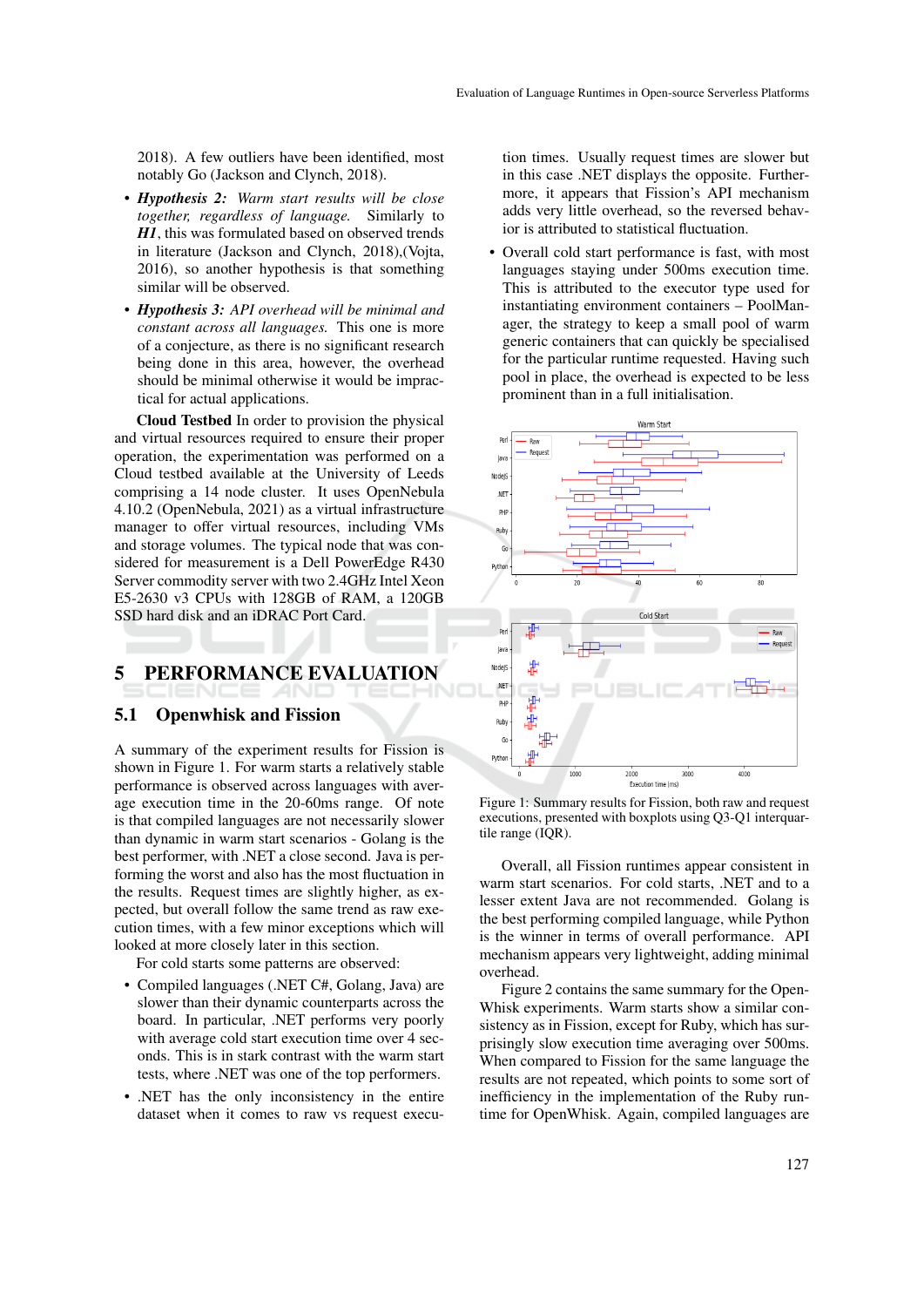2018). A few outliers have been identified, most notably Go (Jackson and Clynch, 2018).

- ***Hypothesis 2:*** *Warm start results will be close together, regardless of language.* Similarly to ***H1***, this was formulated based on observed trends in literature (Jackson and Clynch, 2018),(Vojta, 2016), so another hypothesis is that something similar will be observed.
- ***Hypothesis 3:*** *API overhead will be minimal and constant across all languages.* This one is more of a conjecture, as there is no significant research being done in this area, however, the overhead should be minimal otherwise it would be impractical for actual applications.

**Cloud Testbed** In order to provision the physical and virtual resources required to ensure their proper operation, the experimentation was performed on a Cloud testbed available at the University of Leeds comprising a 14 node cluster. It uses OpenNebula 4.10.2 (OpenNebula, 2021) as a virtual infrastructure manager to offer virtual resources, including VMs and storage volumes. The typical node that was considered for measurement is a Dell PowerEdge R430 Server commodity server with two 2.4GHz Intel Xeon E5-2630 v3 CPUs with 128GB of RAM, a 120GB SSD hard disk and an iDRAC Port Card.

# 5 PERFORMANCE EVALUATION

## 5.1 Openwhisk and Fission

A summary of the experiment results for Fission is shown in Figure 1. For warm starts a relatively stable performance is observed across languages with average execution time in the 20-60ms range. Of note is that compiled languages are not necessarily slower than dynamic in warm start scenarios - Golang is the best performer, with .NET a close second. Java is performing the worst and also has the most fluctuation in the results. Request times are slightly higher, as expected, but overall follow the same trend as raw execution times, with a few minor exceptions which will looked at more closely later in this section.

For cold starts some patterns are observed:

- Compiled languages (.NET C#, Golang, Java) are slower than their dynamic counterparts across the board. In particular, .NET performs very poorly with average cold start execution time over 4 seconds. This is in stark contrast with the warm start tests, where .NET was one of the top performers.
- .NET has the only inconsistency in the entire dataset when it comes to raw vs request execution times. Usually request times are slower but in this case .NET displays the opposite. Furthermore, it appears that Fission's API mechanism adds very little overhead, so the reversed behavior is attributed to statistical fluctuation.
- Overall cold start performance is fast, with most languages staying under 500ms execution time. This is attributed to the executor type used for instantiating environment containers – PoolManager, the strategy to keep a small pool of warm generic containers that can quickly be specialised for the particular runtime requested. Having such pool in place, the overhead is expected to be less prominent than in a full initialisation.

Figure 1: Summary results for Fission, both raw and request executions, presented with boxplots using Q3-Q1 interquartile range (IQR).

Overall, all Fission runtimes appear consistent in warm start scenarios. For cold starts, .NET and to a lesser extent Java are not recommended. Golang is the best performing compiled language, while Python is the winner in terms of overall performance. API mechanism appears very lightweight, adding minimal overhead.

Figure 2 contains the same summary for the OpenWhisk experiments. Warm starts show a similar consistency as in Fission, except for Ruby, which has surprisingly slow execution time averaging over 500ms. When compared to Fission for the same language the results are not repeated, which points to some sort of inefficiency in the implementation of the Ruby runtime for OpenWhisk. Again, compiled languages are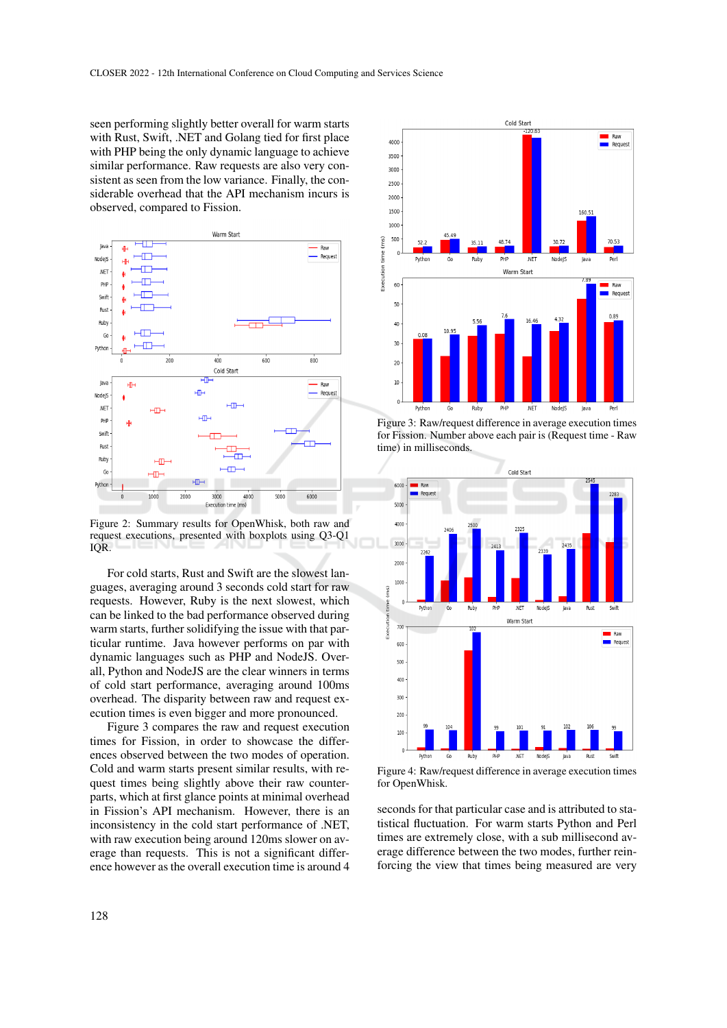seen performing slightly better overall for warm starts with Rust, Swift, .NET and Golang tied for first place with PHP being the only dynamic language to achieve similar performance. Raw requests are also very consistent as seen from the low variance. Finally, the considerable overhead that the API mechanism incurs is observed, compared to Fission.

Figure 2: Summary results for OpenWhisk, both raw and request executions, presented with boxplots using Q3-Q1 IQR.

For cold starts, Rust and Swift are the slowest languages, averaging around 3 seconds cold start for raw requests. However, Ruby is the next slowest, which can be linked to the bad performance observed during warm starts, further solidifying the issue with that particular runtime. Java however performs on par with dynamic languages such as PHP and NodeJS. Overall, Python and NodeJS are the clear winners in terms of cold start performance, averaging around 100ms overhead. The disparity between raw and request execution times is even bigger and more pronounced.

Figure 3 compares the raw and request execution times for Fission, in order to showcase the differences observed between the two modes of operation. Cold and warm starts present similar results, with request times being slightly above their raw counterparts, which at first glance points at minimal overhead in Fission's API mechanism. However, there is an inconsistency in the cold start performance of .NET, with raw execution being around 120ms slower on average than requests. This is not a significant difference however as the overall execution time is around 4 seconds for that particular case and is attributed to statistical fluctuation. For warm starts Python and Perl times are extremely close, with a sub millisecond average difference between the two modes, further reinforcing the view that times being measured are very

Figure 3: Raw/request difference in average execution times for Fission. Number above each pair is (Request time - Raw time) in milliseconds.

Figure 4: Raw/request difference in average execution times for OpenWhisk.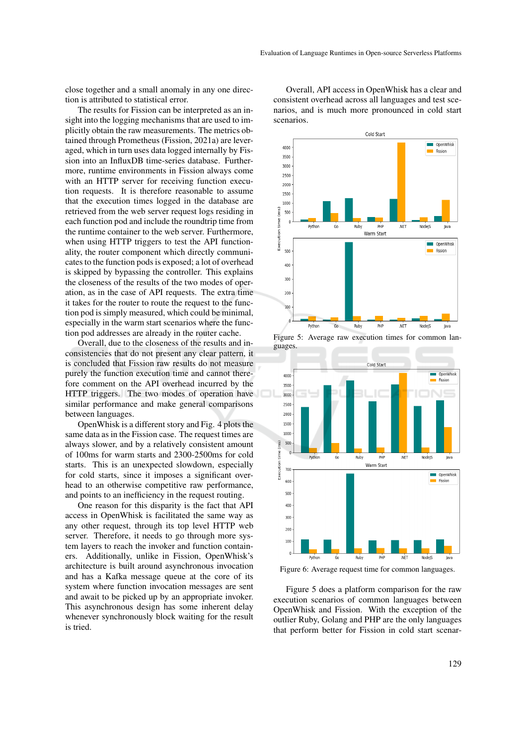close together and a small anomaly in any one direction is attributed to statistical error.

The results for Fission can be interpreted as an insight into the logging mechanisms that are used to implicitly obtain the raw measurements. The metrics obtained through Prometheus (Fission, 2021a) are leveraged, which in turn uses data logged internally by Fission into an InfluxDB time-series database. Furthermore, runtime environments in Fission always come with an HTTP server for receiving function execution requests. It is therefore reasonable to assume that the execution times logged in the database are retrieved from the web server request logs residing in each function pod and include the roundtrip time from the runtime container to the web server. Furthermore, when using HTTP triggers to test the API functionality, the router component which directly communicates to the function pods is exposed; a lot of overhead is skipped by bypassing the controller. This explains the closeness of the results of the two modes of operation, as in the case of API requests. The extra time it takes for the router to route the request to the function pod is simply measured, which could be minimal, especially in the warm start scenarios where the function pod addresses are already in the router cache.

Overall, due to the closeness of the results and inconsistencies that do not present any clear pattern, it is concluded that Fission raw results do not measure purely the function execution time and cannot therefore comment on the API overhead incurred by the HTTP triggers. The two modes of operation have similar performance and make general comparisons between languages.

OpenWhisk is a different story and Fig. 4 plots the same data as in the Fission case. The request times are always slower, and by a relatively consistent amount of 100ms for warm starts and 2300-2500ms for cold starts. This is an unexpected slowdown, especially for cold starts, since it imposes a significant overhead to an otherwise competitive raw performance, and points to an inefficiency in the request routing.

One reason for this disparity is the fact that API access in OpenWhisk is facilitated the same way as any other request, through its top level HTTP web server. Therefore, it needs to go through more system layers to reach the invoker and function containers. Additionally, unlike in Fission, OpenWhisk's architecture is built around asynchronous invocation and has a Kafka message queue at the core of its system where function invocation messages are sent and await to be picked up by an appropriate invoker. This asynchronous design has some inherent delay whenever synchronously block waiting for the result is tried.

Overall, API access in OpenWhisk has a clear and consistent overhead across all languages and test scenarios, and is much more pronounced in cold start scenarios.

Figure 5: Average raw execution times for common languages.

Figure 6: Average request time for common languages.

Figure 5 does a platform comparison for the raw execution scenarios of common languages between OpenWhisk and Fission. With the exception of the outlier Ruby, Golang and PHP are the only languages that perform better for Fission in cold start scenar-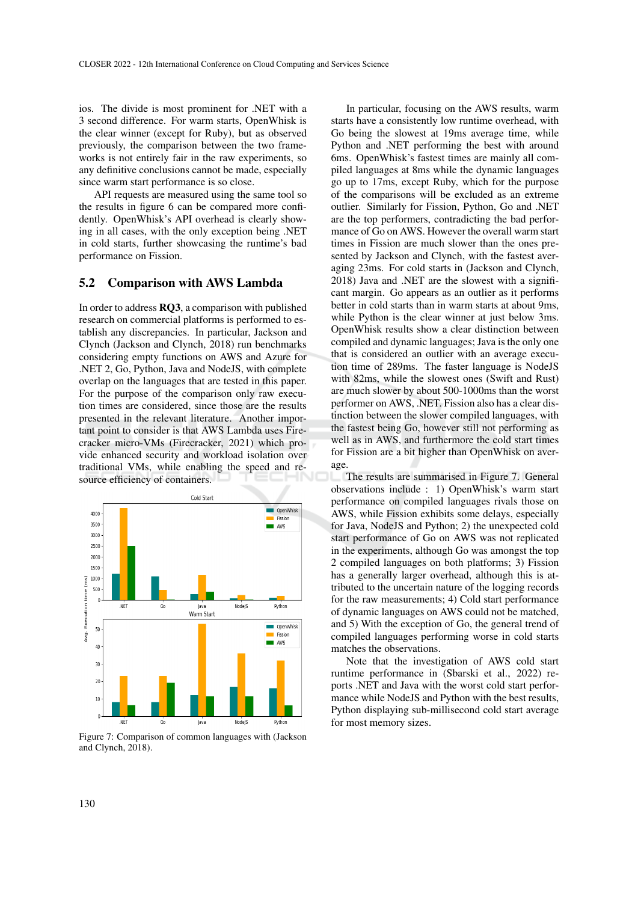ios. The divide is most prominent for .NET with a 3 second difference. For warm starts, OpenWhisk is the clear winner (except for Ruby), but as observed previously, the comparison between the two frameworks is not entirely fair in the raw experiments, so any definitive conclusions cannot be made, especially since warm start performance is so close.

API requests are measured using the same tool so the results in figure 6 can be compared more confidently. OpenWhisk's API overhead is clearly showing in all cases, with the only exception being .NET in cold starts, further showcasing the runtime's bad performance on Fission.

## 5.2 Comparison with AWS Lambda

In order to address **RQ3**, a comparison with published research on commercial platforms is performed to establish any discrepancies. In particular, Jackson and Clynch (Jackson and Clynch, 2018) run benchmarks considering empty functions on AWS and Azure for .NET 2, Go, Python, Java and NodeJS, with complete overlap on the languages that are tested in this paper. For the purpose of the comparison only raw execution times are considered, since those are the results presented in the relevant literature. Another important point to consider is that AWS Lambda uses Firecracker micro-VMs (Firecracker, 2021) which provide enhanced security and workload isolation over traditional VMs, while enabling the speed and resource efficiency of containers.

Figure 7: Comparison of common languages with (Jackson and Clynch, 2018).

In particular, focusing on the AWS results, warm starts have a consistently low runtime overhead, with Go being the slowest at 19ms average time, while Python and .NET performing the best with around 6ms. OpenWhisk's fastest times are mainly all compiled languages at 8ms while the dynamic languages go up to 17ms, except Ruby, which for the purpose of the comparisons will be excluded as an extreme outlier. Similarly for Fission, Python, Go and .NET are the top performers, contradicting the bad performance of Go on AWS. However the overall warm start times in Fission are much slower than the ones presented by Jackson and Clynch, with the fastest averaging 23ms. For cold starts in (Jackson and Clynch, 2018) Java and .NET are the slowest with a significant margin. Go appears as an outlier as it performs better in cold starts than in warm starts at about 9ms, while Python is the clear winner at just below 3ms. OpenWhisk results show a clear distinction between compiled and dynamic languages; Java is the only one that is considered an outlier with an average execution time of 289ms. The faster language is NodeJS with 82ms, while the slowest ones (Swift and Rust) are much slower by about 500-1000ms than the worst performer on AWS, .NET. Fission also has a clear distinction between the slower compiled languages, with the fastest being Go, however still not performing as well as in AWS, and furthermore the cold start times for Fission are a bit higher than OpenWhisk on average.

The results are summarised in Figure 7. General observations include : 1) OpenWhisk's warm start performance on compiled languages rivals those on AWS, while Fission exhibits some delays, especially for Java, NodeJS and Python; 2) the unexpected cold start performance of Go on AWS was not replicated in the experiments, although Go was amongst the top 2 compiled languages on both platforms; 3) Fission has a generally larger overhead, although this is attributed to the uncertain nature of the logging records for the raw measurements; 4) Cold start performance of dynamic languages on AWS could not be matched, and 5) With the exception of Go, the general trend of compiled languages performing worse in cold starts matches the observations.

Note that the investigation of AWS cold start runtime performance in (Sbarski et al., 2022) reports .NET and Java with the worst cold start performance while NodeJS and Python with the best results, Python displaying sub-millisecond cold start average for most memory sizes.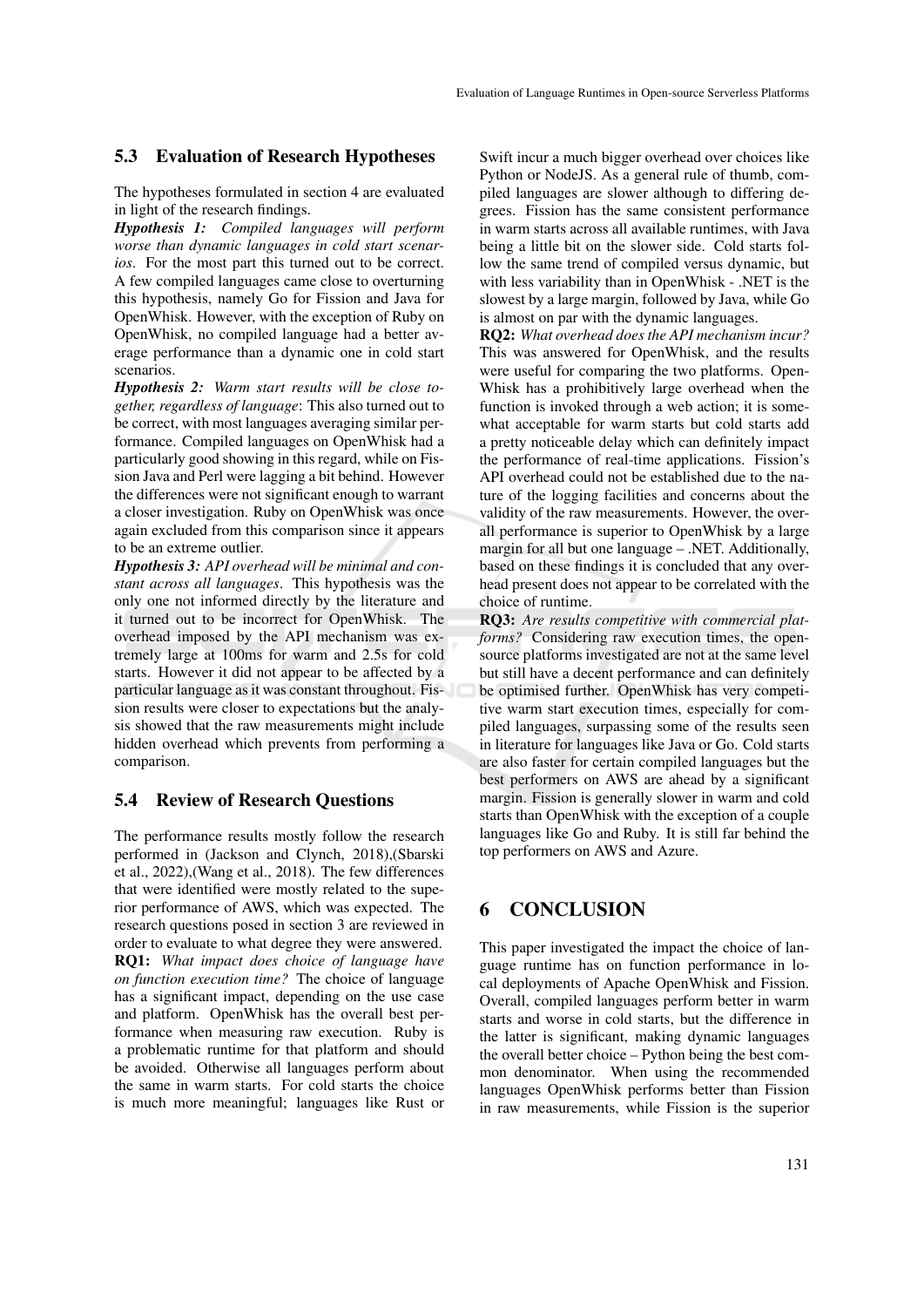### 5.3 Evaluation of Research Hypotheses

The hypotheses formulated in section 4 are evaluated in light of the research findings.

***Hypothesis 1:*** *Compiled languages will perform worse than dynamic languages in cold start scenarios*. For the most part this turned out to be correct. A few compiled languages came close to overturning this hypothesis, namely Go for Fission and Java for OpenWhisk. However, with the exception of Ruby on OpenWhisk, no compiled language had a better average performance than a dynamic one in cold start scenarios.

***Hypothesis 2:*** *Warm start results will be close together, regardless of language*: This also turned out to be correct, with most languages averaging similar performance. Compiled languages on OpenWhisk had a particularly good showing in this regard, while on Fission Java and Perl were lagging a bit behind. However the differences were not significant enough to warrant a closer investigation. Ruby on OpenWhisk was once again excluded from this comparison since it appears to be an extreme outlier.

***Hypothesis 3:*** *API overhead will be minimal and constant across all languages*. This hypothesis was the only one not informed directly by the literature and it turned out to be incorrect for OpenWhisk. The overhead imposed by the API mechanism was extremely large at 100ms for warm and 2.5s for cold starts. However it did not appear to be affected by a particular language as it was constant throughout. Fission results were closer to expectations but the analysis showed that the raw measurements might include hidden overhead which prevents from performing a comparison.

### 5.4 Review of Research Questions

The performance results mostly follow the research performed in (Jackson and Clynch, 2018),(Sbarski et al., 2022),(Wang et al., 2018). The few differences that were identified were mostly related to the superior performance of AWS, which was expected. The research questions posed in section 3 are reviewed in order to evaluate to what degree they were answered.

**RQ1:** *What impact does choice of language have on function execution time?* The choice of language has a significant impact, depending on the use case and platform. OpenWhisk has the overall best performance when measuring raw execution. Ruby is a problematic runtime for that platform and should be avoided. Otherwise all languages perform about the same in warm starts. For cold starts the choice is much more meaningful; languages like Rust or Swift incur a much bigger overhead over choices like Python or NodeJS. As a general rule of thumb, compiled languages are slower although to differing degrees. Fission has the same consistent performance in warm starts across all available runtimes, with Java being a little bit on the slower side. Cold starts follow the same trend of compiled versus dynamic, but with less variability than in OpenWhisk - .NET is the slowest by a large margin, followed by Java, while Go is almost on par with the dynamic languages.

**RQ2:** *What overhead does the API mechanism incur?* This was answered for OpenWhisk, and the results were useful for comparing the two platforms. OpenWhisk has a prohibitively large overhead when the function is invoked through a web action; it is somewhat acceptable for warm starts but cold starts add a pretty noticeable delay which can definitely impact the performance of real-time applications. Fission's API overhead could not be established due to the nature of the logging facilities and concerns about the validity of the raw measurements. However, the overall performance is superior to OpenWhisk by a large margin for all but one language – .NET. Additionally, based on these findings it is concluded that any overhead present does not appear to be correlated with the choice of runtime.

**RQ3:** *Are results competitive with commercial platforms?* Considering raw execution times, the open-source platforms investigated are not at the same level but still have a decent performance and can definitely be optimised further. OpenWhisk has very competitive warm start execution times, especially for compiled languages, surpassing some of the results seen in literature for languages like Java or Go. Cold starts are also faster for certain compiled languages but the best performers on AWS are ahead by a significant margin. Fission is generally slower in warm and cold starts than OpenWhisk with the exception of a couple languages like Go and Ruby. It is still far behind the top performers on AWS and Azure.

## 6 CONCLUSION

This paper investigated the impact the choice of language runtime has on function performance in local deployments of Apache OpenWhisk and Fission. Overall, compiled languages perform better in warm starts and worse in cold starts, but the difference in the latter is significant, making dynamic languages the overall better choice – Python being the best common denominator. When using the recommended languages OpenWhisk performs better than Fission in raw measurements, while Fission is the superior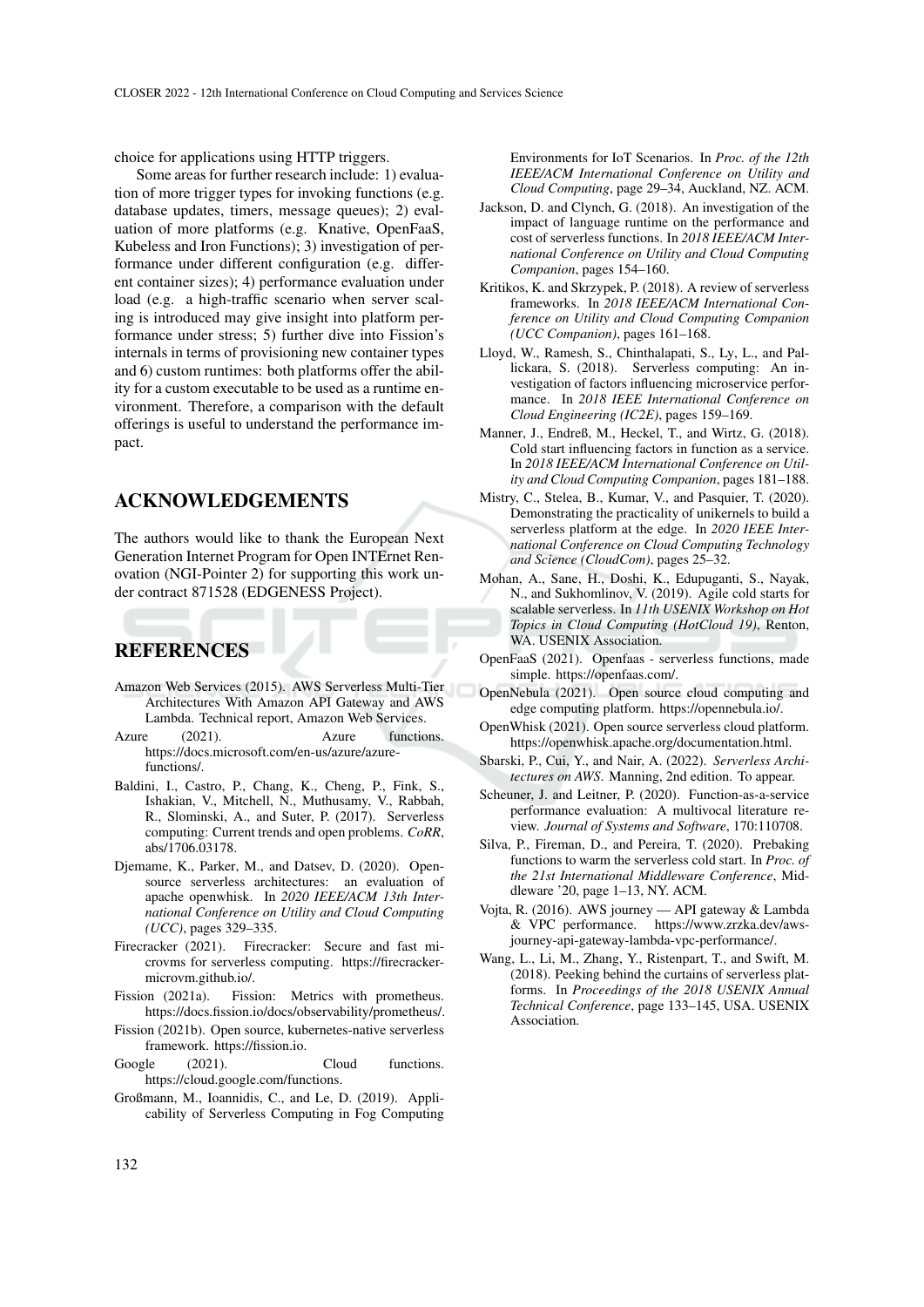choice for applications using HTTP triggers.

Some areas for further research include: 1) evaluation of more trigger types for invoking functions (e.g. database updates, timers, message queues); 2) evaluation of more platforms (e.g. Knative, OpenFaaS, Kubeless and Iron Functions); 3) investigation of performance under different configuration (e.g. different container sizes); 4) performance evaluation under load (e.g. a high-traffic scenario when server scaling is introduced may give insight into platform performance under stress; 5) further dive into Fission's internals in terms of provisioning new container types and 6) custom runtimes: both platforms offer the ability for a custom executable to be used as a runtime environment. Therefore, a comparison with the default offerings is useful to understand the performance impact.

## ACKNOWLEDGEMENTS

The authors would like to thank the European Next Generation Internet Program for Open INTErnet Renovation (NGI-Pointer 2) for supporting this work under contract 871528 (EDGENESS Project).

## REFERENCES

Amazon Web Services (2015). AWS Serverless Multi-Tier Architectures With Amazon API Gateway and AWS Lambda. Technical report, Amazon Web Services.

Azure (2021). Azure functions. https://docs.microsoft.com/en-us/azure/azure-functions/.

Baldini, I., Castro, P., Chang, K., Cheng, P., Fink, S., Ishakian, V., Mitchell, N., Muthusamy, V., Rabbah, R., Slominski, A., and Suter, P. (2017). Serverless computing: Current trends and open problems. *CoRR*, abs/1706.03178.

Djemame, K., Parker, M., and Datsev, D. (2020). Open-source serverless architectures: an evaluation of apache openwhisk. In *2020 IEEE/ACM 13th International Conference on Utility and Cloud Computing (UCC)*, pages 329–335.

Firecracker (2021). Firecracker: Secure and fast microvms for serverless computing. https://firecracker-microvm.github.io/.

Fission (2021a). Fission: Metrics with prometheus. https://docs.fission.io/docs/observability/prometheus/.

Fission (2021b). Open source, kubernetes-native serverless framework. https://fission.io.

Google (2021). Cloud functions. https://cloud.google.com/functions.

Großmann, M., Ioannidis, C., and Le, D. (2019). Applicability of Serverless Computing in Fog Computing Environments for IoT Scenarios. In *Proc. of the 12th IEEE/ACM International Conference on Utility and Cloud Computing*, page 29–34, Auckland, NZ. ACM.

Jackson, D. and Clynch, G. (2018). An investigation of the impact of language runtime on the performance and cost of serverless functions. In *2018 IEEE/ACM International Conference on Utility and Cloud Computing Companion*, pages 154–160.

Kritikos, K. and Skrzypek, P. (2018). A review of serverless frameworks. In *2018 IEEE/ACM International Conference on Utility and Cloud Computing Companion (UCC Companion)*, pages 161–168.

Lloyd, W., Ramesh, S., Chinthalapati, S., Ly, L., and Pallickara, S. (2018). Serverless computing: An investigation of factors influencing microservice performance. In *2018 IEEE International Conference on Cloud Engineering (IC2E)*, pages 159–169.

Manner, J., Endreß, M., Heckel, T., and Wirtz, G. (2018). Cold start influencing factors in function as a service. In *2018 IEEE/ACM International Conference on Utility and Cloud Computing Companion*, pages 181–188.

Mistry, C., Stelea, B., Kumar, V., and Pasquier, T. (2020). Demonstrating the practicality of unikernels to build a serverless platform at the edge. In *2020 IEEE International Conference on Cloud Computing Technology and Science (CloudCom)*, pages 25–32.

Mohan, A., Sane, H., Doshi, K., Edupuganti, S., Nayak, N., and Sukhomlinov, V. (2019). Agile cold starts for scalable serverless. In *11th USENIX Workshop on Hot Topics in Cloud Computing (HotCloud 19)*, Renton, WA. USENIX Association.

OpenFaaS (2021). Openfaas - serverless functions, made simple. https://openfaas.com/.

OpenNebula (2021). Open source cloud computing and edge computing platform. https://opennebula.io/.

OpenWhisk (2021). Open source serverless cloud platform. https://openwhisk.apache.org/documentation.html.

Sbarski, P., Cui, Y., and Nair, A. (2022). *Serverless Architectures on AWS*. Manning, 2nd edition. To appear.

Scheuner, J. and Leitner, P. (2020). Function-as-a-service performance evaluation: A multivocal literature review. *Journal of Systems and Software*, 170:110708.

Silva, P., Fireman, D., and Pereira, T. (2020). Prebaking functions to warm the serverless cold start. In *Proc. of the 21st International Middleware Conference*, Middleware '20, page 1–13, NY. ACM.

Vojta, R. (2016). AWS journey — API gateway & Lambda & VPC performance. https://www.zrzka.dev/aws-journey-api-gateway-lambda-vpc-performance/.

Wang, L., Li, M., Zhang, Y., Ristenpart, T., and Swift, M. (2018). Peeking behind the curtains of serverless platforms. In *Proceedings of the 2018 USENIX Annual Technical Conference*, page 133–145, USA. USENIX Association.